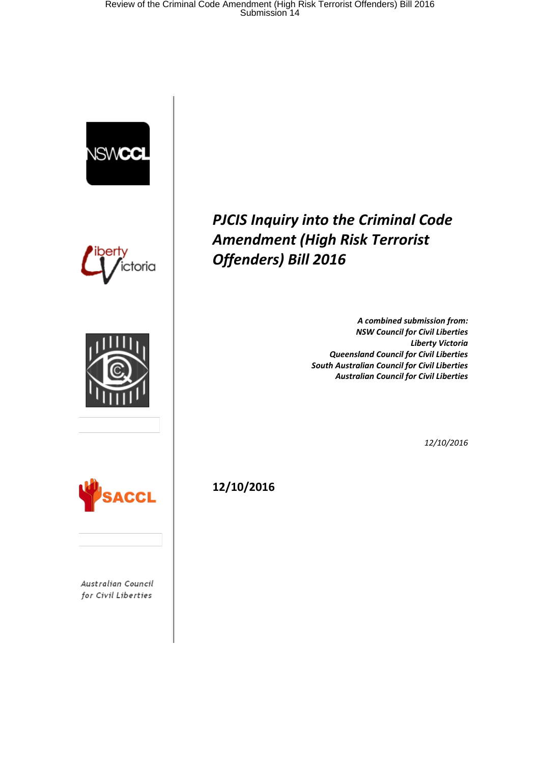# PJCIS Inquiry into the Criminal Code Amendment (High Risk Terrorist Offenders) Bill 2016

*A combined submission from:*
*NSW Council for Civil Liberties*
*Liberty Victoria*
*Queensland Council for Civil Liberties*
*South Australian Council for Civil Liberties*
*Australian Council for Civil Liberties*

*12/10/2016*

**12/10/2016**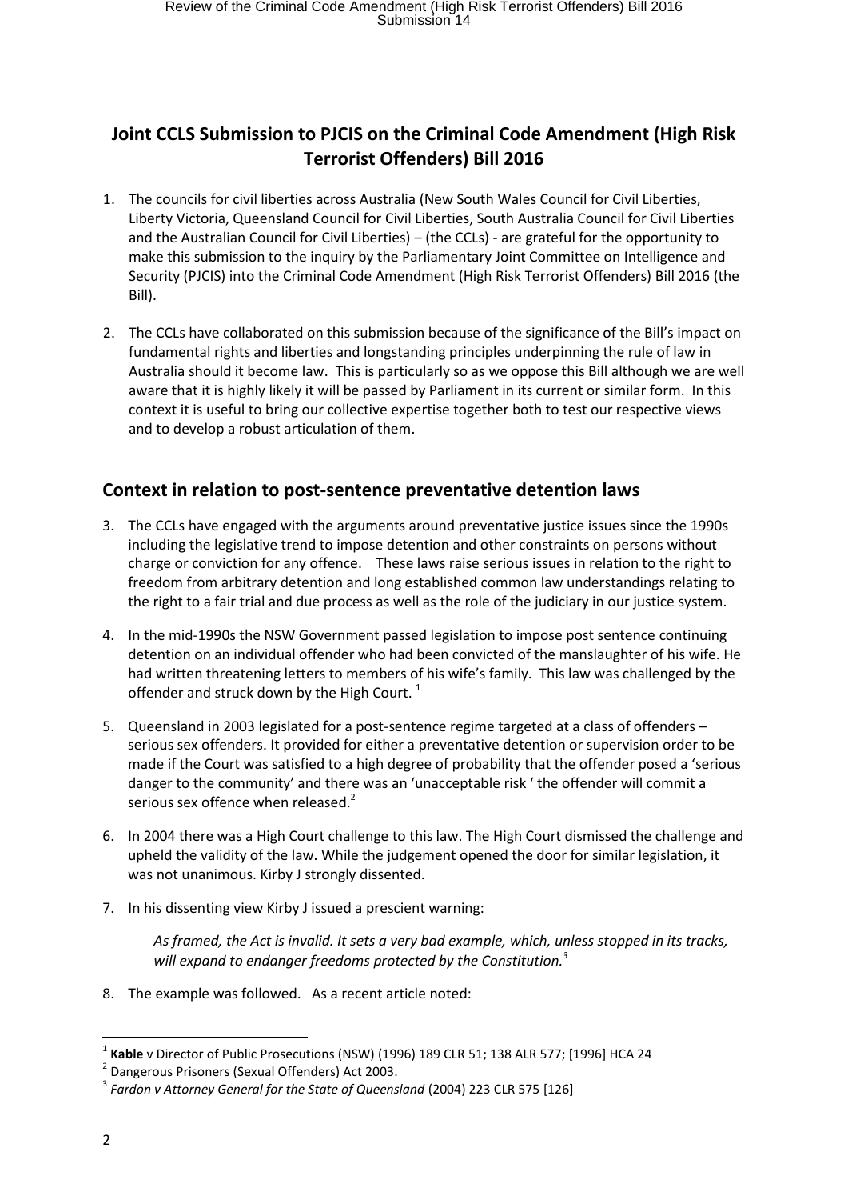## Joint CCLS Submission to PJCIS on the Criminal Code Amendment (High Risk Terrorist Offenders) Bill 2016

1. The councils for civil liberties across Australia (New South Wales Council for Civil Liberties, Liberty Victoria, Queensland Council for Civil Liberties, South Australia Council for Civil Liberties and the Australian Council for Civil Liberties) – (the CCLs) - are grateful for the opportunity to make this submission to the inquiry by the Parliamentary Joint Committee on Intelligence and Security (PJCIS) into the Criminal Code Amendment (High Risk Terrorist Offenders) Bill 2016 (the Bill).

2. The CCLs have collaborated on this submission because of the significance of the Bill's impact on fundamental rights and liberties and longstanding principles underpinning the rule of law in Australia should it become law. This is particularly so as we oppose this Bill although we are well aware that it is highly likely it will be passed by Parliament in its current or similar form. In this context it is useful to bring our collective expertise together both to test our respective views and to develop a robust articulation of them.

## Context in relation to post-sentence preventative detention laws

3. The CCLs have engaged with the arguments around preventative justice issues since the 1990s including the legislative trend to impose detention and other constraints on persons without charge or conviction for any offence. These laws raise serious issues in relation to the right to freedom from arbitrary detention and long established common law understandings relating to the right to a fair trial and due process as well as the role of the judiciary in our justice system.

4. In the mid-1990s the NSW Government passed legislation to impose post sentence continuing detention on an individual offender who had been convicted of the manslaughter of his wife. He had written threatening letters to members of his wife's family. This law was challenged by the offender and struck down by the High Court. [1]

5. Queensland in 2003 legislated for a post-sentence regime targeted at a class of offenders – serious sex offenders. It provided for either a preventative detention or supervision order to be made if the Court was satisfied to a high degree of probability that the offender posed a 'serious danger to the community' and there was an 'unacceptable risk ' the offender will commit a serious sex offence when released.[2]

6. In 2004 there was a High Court challenge to this law. The High Court dismissed the challenge and upheld the validity of the law. While the judgement opened the door for similar legislation, it was not unanimous. Kirby J strongly dissented.

7. In his dissenting view Kirby J issued a prescient warning:

   *As framed, the Act is invalid. It sets a very bad example, which, unless stopped in its tracks, will expand to endanger freedoms protected by the Constitution.[3]*

8. The example was followed. As a recent article noted:

---

[1] **Kable** v Director of Public Prosecutions (NSW) (1996) 189 CLR 51; 138 ALR 577; [1996] HCA 24

[2] Dangerous Prisoners (Sexual Offenders) Act 2003.

[3] *Fardon v Attorney General for the State of Queensland* (2004) 223 CLR 575 [126]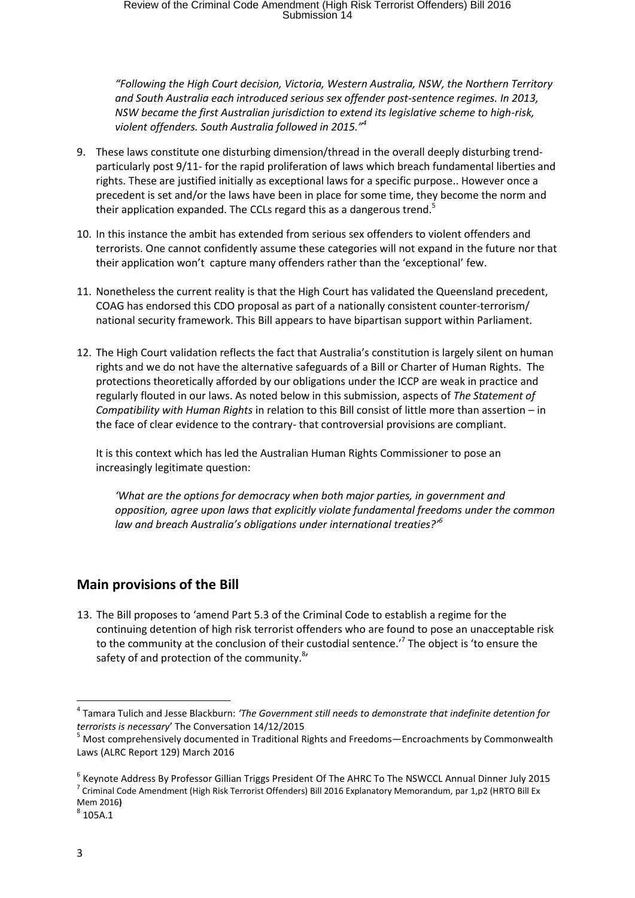*"Following the High Court decision, Victoria, Western Australia, NSW, the Northern Territory and South Australia each introduced serious sex offender post-sentence regimes. In 2013, NSW became the first Australian jurisdiction to extend its legislative scheme to high-risk, violent offenders. South Australia followed in 2015."*[4]

9. These laws constitute one disturbing dimension/thread in the overall deeply disturbing trend- particularly post 9/11- for the rapid proliferation of laws which breach fundamental liberties and rights. These are justified initially as exceptional laws for a specific purpose.. However once a precedent is set and/or the laws have been in place for some time, they become the norm and their application expanded. The CCLs regard this as a dangerous trend.[5]

10. In this instance the ambit has extended from serious sex offenders to violent offenders and terrorists. One cannot confidently assume these categories will not expand in the future nor that their application won't capture many offenders rather than the 'exceptional' few.

11. Nonetheless the current reality is that the High Court has validated the Queensland precedent, COAG has endorsed this CDO proposal as part of a nationally consistent counter-terrorism/ national security framework. This Bill appears to have bipartisan support within Parliament.

12. The High Court validation reflects the fact that Australia's constitution is largely silent on human rights and we do not have the alternative safeguards of a Bill or Charter of Human Rights. The protections theoretically afforded by our obligations under the ICCP are weak in practice and regularly flouted in our laws. As noted below in this submission, aspects of *The Statement of Compatibility with Human Rights* in relation to this Bill consist of little more than assertion – in the face of clear evidence to the contrary- that controversial provisions are compliant.

    It is this context which has led the Australian Human Rights Commissioner to pose an increasingly legitimate question:

    *'What are the options for democracy when both major parties, in government and opposition, agree upon laws that explicitly violate fundamental freedoms under the common law and breach Australia's obligations under international treaties?'*[6]

## Main provisions of the Bill

13. The Bill proposes to 'amend Part 5.3 of the Criminal Code to establish a regime for the continuing detention of high risk terrorist offenders who are found to pose an unacceptable risk to the community at the conclusion of their custodial sentence.'[7] The object is 'to ensure the safety of and protection of the community.[8]'

---

[4] Tamara Tulich and Jesse Blackburn: *'The Government still needs to demonstrate that indefinite detention for terrorists is necessary'* The Conversation 14/12/2015

[5] Most comprehensively documented in Traditional Rights and Freedoms—Encroachments by Commonwealth Laws (ALRC Report 129) March 2016

[6] Keynote Address By Professor Gillian Triggs President Of The AHRC To The NSWCCL Annual Dinner July 2015

[7] Criminal Code Amendment (High Risk Terrorist Offenders) Bill 2016 Explanatory Memorandum, par 1,p2 (HRTO Bill Ex Mem 2016**)**

[8] 105A.1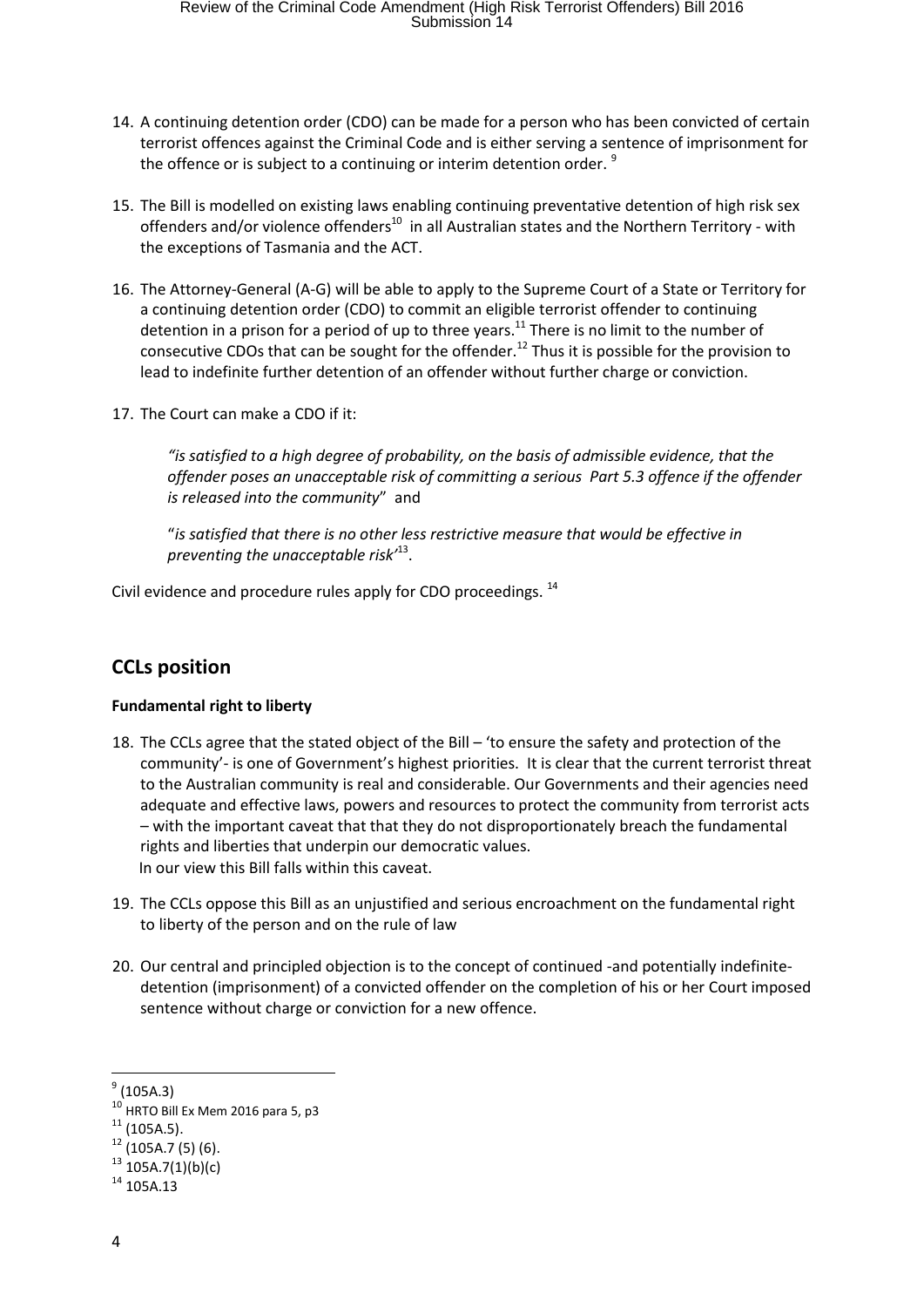14. A continuing detention order (CDO) can be made for a person who has been convicted of certain terrorist offences against the Criminal Code and is either serving a sentence of imprisonment for the offence or is subject to a continuing or interim detention order. [9]

15. The Bill is modelled on existing laws enabling continuing preventative detention of high risk sex offenders and/or violence offenders[10] in all Australian states and the Northern Territory - with the exceptions of Tasmania and the ACT.

16. The Attorney-General (A-G) will be able to apply to the Supreme Court of a State or Territory for a continuing detention order (CDO) to commit an eligible terrorist offender to continuing detention in a prison for a period of up to three years.[11] There is no limit to the number of consecutive CDOs that can be sought for the offender.[12] Thus it is possible for the provision to lead to indefinite further detention of an offender without further charge or conviction.

17. The Court can make a CDO if it:

> *"is satisfied to a high degree of probability, on the basis of admissible evidence, that the offender poses an unacceptable risk of committing a serious Part 5.3 offence if the offender is released into the community*" and
>
> "*is satisfied that there is no other less restrictive measure that would be effective in preventing the unacceptable risk*'[13].

Civil evidence and procedure rules apply for CDO proceedings. [14]

## CCLs position

**Fundamental right to liberty**

18. The CCLs agree that the stated object of the Bill – 'to ensure the safety and protection of the community'- is one of Government's highest priorities. It is clear that the current terrorist threat to the Australian community is real and considerable. Our Governments and their agencies need adequate and effective laws, powers and resources to protect the community from terrorist acts – with the important caveat that that they do not disproportionately breach the fundamental rights and liberties that underpin our democratic values.
    In our view this Bill falls within this caveat.

19. The CCLs oppose this Bill as an unjustified and serious encroachment on the fundamental right to liberty of the person and on the rule of law

20. Our central and principled objection is to the concept of continued -and potentially indefinite- detention (imprisonment) of a convicted offender on the completion of his or her Court imposed sentence without charge or conviction for a new offence.

---

[9] (105A.3)

[10] HRTO Bill Ex Mem 2016 para 5, p3

[11] (105A.5).

[12] (105A.7 (5) (6).

[13] 105A.7(1)(b)(c)

[14] 105A.13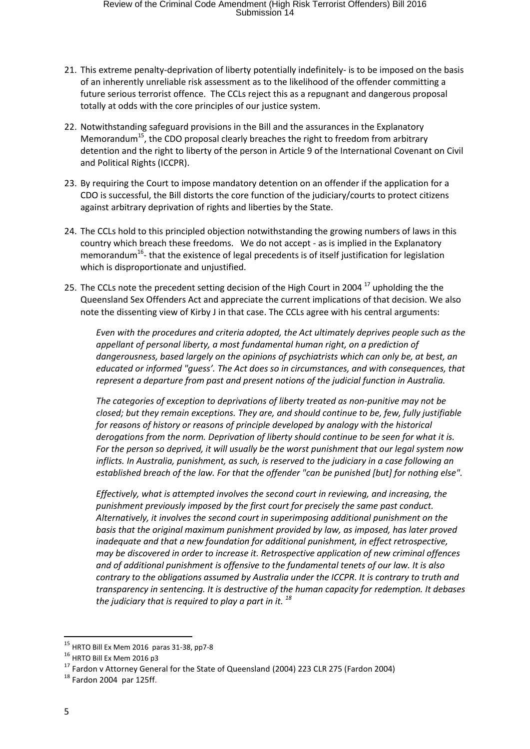21. This extreme penalty-deprivation of liberty potentially indefinitely- is to be imposed on the basis of an inherently unreliable risk assessment as to the likelihood of the offender committing a future serious terrorist offence. The CCLs reject this as a repugnant and dangerous proposal totally at odds with the core principles of our justice system.

22. Notwithstanding safeguard provisions in the Bill and the assurances in the Explanatory Memorandum[15], the CDO proposal clearly breaches the right to freedom from arbitrary detention and the right to liberty of the person in Article 9 of the International Covenant on Civil and Political Rights (ICCPR).

23. By requiring the Court to impose mandatory detention on an offender if the application for a CDO is successful, the Bill distorts the core function of the judiciary/courts to protect citizens against arbitrary deprivation of rights and liberties by the State.

24. The CCLs hold to this principled objection notwithstanding the growing numbers of laws in this country which breach these freedoms. We do not accept - as is implied in the Explanatory memorandum[16]- that the existence of legal precedents is of itself justification for legislation which is disproportionate and unjustified.

25. The CCLs note the precedent setting decision of the High Court in 2004 [17] upholding the the Queensland Sex Offenders Act and appreciate the current implications of that decision. We also note the dissenting view of Kirby J in that case. The CCLs agree with his central arguments:

    *Even with the procedures and criteria adopted, the Act ultimately deprives people such as the appellant of personal liberty, a most fundamental human right, on a prediction of dangerousness, based largely on the opinions of psychiatrists which can only be, at best, an educated or informed "guess'. The Act does so in circumstances, and with consequences, that represent a departure from past and present notions of the judicial function in Australia.*

    *The categories of exception to deprivations of liberty treated as non-punitive may not be closed; but they remain exceptions. They are, and should continue to be, few, fully justifiable for reasons of history or reasons of principle developed by analogy with the historical derogations from the norm. Deprivation of liberty should continue to be seen for what it is. For the person so deprived, it will usually be the worst punishment that our legal system now inflicts. In Australia, punishment, as such, is reserved to the judiciary in a case following an established breach of the law. For that the offender "can be punished [but] for nothing else".*

    *Effectively, what is attempted involves the second court in reviewing, and increasing, the punishment previously imposed by the first court for precisely the same past conduct. Alternatively, it involves the second court in superimposing additional punishment on the basis that the original maximum punishment provided by law, as imposed, has later proved inadequate and that a new foundation for additional punishment, in effect retrospective, may be discovered in order to increase it. Retrospective application of new criminal offences and of additional punishment is offensive to the fundamental tenets of our law. It is also contrary to the obligations assumed by Australia under the ICCPR. It is contrary to truth and transparency in sentencing. It is destructive of the human capacity for redemption. It debases the judiciary that is required to play a part in it.* [18]

---

[15] HRTO Bill Ex Mem 2016 paras 31-38, pp7-8

[16] HRTO Bill Ex Mem 2016 p3

[17] Fardon v Attorney General for the State of Queensland (2004) 223 CLR 275 (Fardon 2004)

[18] Fardon 2004 par 125ff.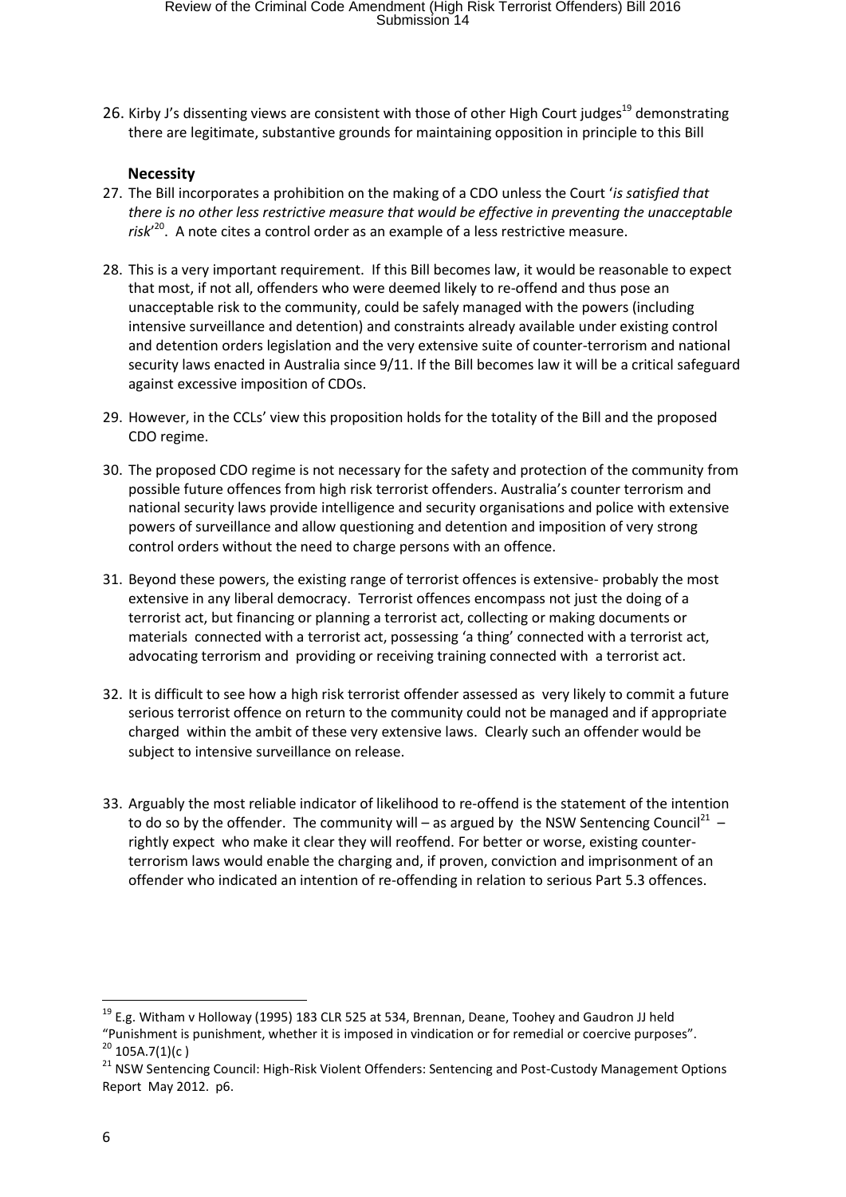26. Kirby J's dissenting views are consistent with those of other High Court judges[19] demonstrating there are legitimate, substantive grounds for maintaining opposition in principle to this Bill

### Necessity

27. The Bill incorporates a prohibition on the making of a CDO unless the Court '*is satisfied that there is no other less restrictive measure that would be effective in preventing the unacceptable risk*'[20]. A note cites a control order as an example of a less restrictive measure.

28. This is a very important requirement. If this Bill becomes law, it would be reasonable to expect that most, if not all, offenders who were deemed likely to re-offend and thus pose an unacceptable risk to the community, could be safely managed with the powers (including intensive surveillance and detention) and constraints already available under existing control and detention orders legislation and the very extensive suite of counter-terrorism and national security laws enacted in Australia since 9/11. If the Bill becomes law it will be a critical safeguard against excessive imposition of CDOs.

29. However, in the CCLs' view this proposition holds for the totality of the Bill and the proposed CDO regime.

30. The proposed CDO regime is not necessary for the safety and protection of the community from possible future offences from high risk terrorist offenders. Australia's counter terrorism and national security laws provide intelligence and security organisations and police with extensive powers of surveillance and allow questioning and detention and imposition of very strong control orders without the need to charge persons with an offence.

31. Beyond these powers, the existing range of terrorist offences is extensive- probably the most extensive in any liberal democracy. Terrorist offences encompass not just the doing of a terrorist act, but financing or planning a terrorist act, collecting or making documents or materials connected with a terrorist act, possessing 'a thing' connected with a terrorist act, advocating terrorism and providing or receiving training connected with a terrorist act.

32. It is difficult to see how a high risk terrorist offender assessed as very likely to commit a future serious terrorist offence on return to the community could not be managed and if appropriate charged within the ambit of these very extensive laws. Clearly such an offender would be subject to intensive surveillance on release.

33. Arguably the most reliable indicator of likelihood to re-offend is the statement of the intention to do so by the offender. The community will – as argued by the NSW Sentencing Council[21] – rightly expect who make it clear they will reoffend. For better or worse, existing counter-terrorism laws would enable the charging and, if proven, conviction and imprisonment of an offender who indicated an intention of re-offending in relation to serious Part 5.3 offences.

---

[19] E.g. Witham v Holloway (1995) 183 CLR 525 at 534, Brennan, Deane, Toohey and Gaudron JJ held "Punishment is punishment, whether it is imposed in vindication or for remedial or coercive purposes".

[20] 105A.7(1)(c )

[21] NSW Sentencing Council: High-Risk Violent Offenders: Sentencing and Post-Custody Management Options Report May 2012. p6.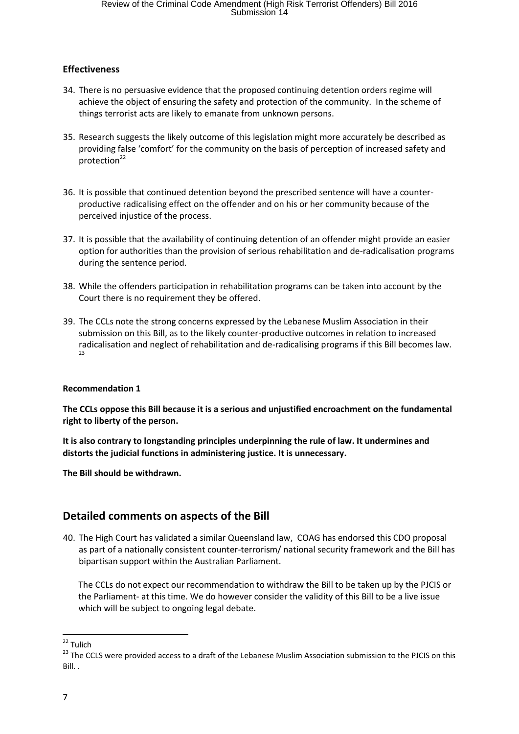### Effectiveness

34. There is no persuasive evidence that the proposed continuing detention orders regime will achieve the object of ensuring the safety and protection of the community. In the scheme of things terrorist acts are likely to emanate from unknown persons.

35. Research suggests the likely outcome of this legislation might more accurately be described as providing false 'comfort' for the community on the basis of perception of increased safety and protection[22]

36. It is possible that continued detention beyond the prescribed sentence will have a counter-productive radicalising effect on the offender and on his or her community because of the perceived injustice of the process.

37. It is possible that the availability of continuing detention of an offender might provide an easier option for authorities than the provision of serious rehabilitation and de-radicalisation programs during the sentence period.

38. While the offenders participation in rehabilitation programs can be taken into account by the Court there is no requirement they be offered.

39. The CCLs note the strong concerns expressed by the Lebanese Muslim Association in their submission on this Bill, as to the likely counter-productive outcomes in relation to increased radicalisation and neglect of rehabilitation and de-radicalising programs if this Bill becomes law. [23]

**Recommendation 1**

**The CCLs oppose this Bill because it is a serious and unjustified encroachment on the fundamental right to liberty of the person.**

**It is also contrary to longstanding principles underpinning the rule of law. It undermines and distorts the judicial functions in administering justice. It is unnecessary.**

**The Bill should be withdrawn.**

## Detailed comments on aspects of the Bill

40. The High Court has validated a similar Queensland law, COAG has endorsed this CDO proposal as part of a nationally consistent counter-terrorism/ national security framework and the Bill has bipartisan support within the Australian Parliament.

    The CCLs do not expect our recommendation to withdraw the Bill to be taken up by the PJCIS or the Parliament- at this time. We do however consider the validity of this Bill to be a live issue which will be subject to ongoing legal debate.

---

[22] Tulich

[23] The CCLS were provided access to a draft of the Lebanese Muslim Association submission to the PJCIS on this Bill. .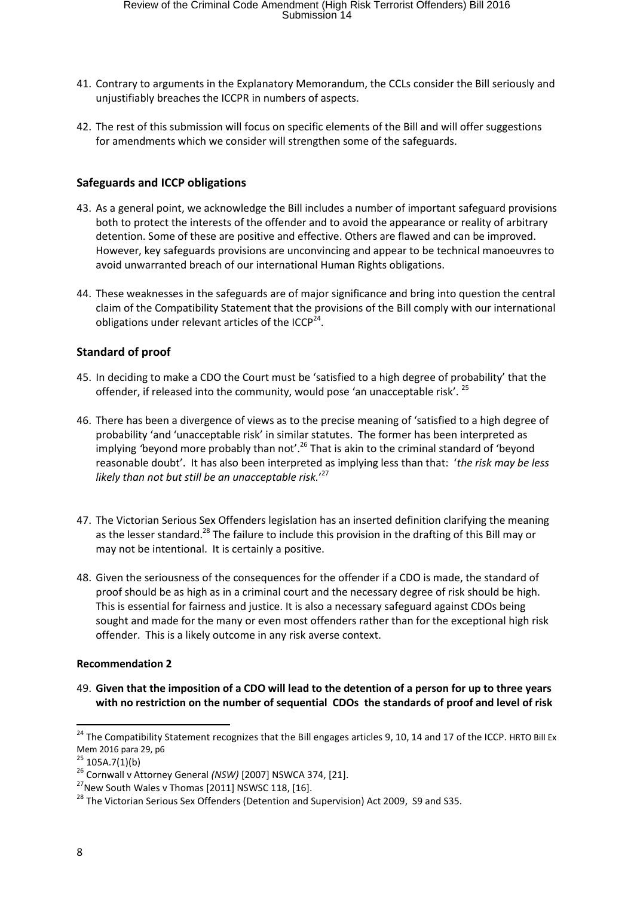41. Contrary to arguments in the Explanatory Memorandum, the CCLs consider the Bill seriously and unjustifiably breaches the ICCPR in numbers of aspects.

42. The rest of this submission will focus on specific elements of the Bill and will offer suggestions for amendments which we consider will strengthen some of the safeguards.

## Safeguards and ICCP obligations

43. As a general point, we acknowledge the Bill includes a number of important safeguard provisions both to protect the interests of the offender and to avoid the appearance or reality of arbitrary detention. Some of these are positive and effective. Others are flawed and can be improved. However, key safeguards provisions are unconvincing and appear to be technical manoeuvres to avoid unwarranted breach of our international Human Rights obligations.

44. These weaknesses in the safeguards are of major significance and bring into question the central claim of the Compatibility Statement that the provisions of the Bill comply with our international obligations under relevant articles of the ICCP[24].

## Standard of proof

45. In deciding to make a CDO the Court must be 'satisfied to a high degree of probability' that the offender, if released into the community, would pose 'an unacceptable risk'. [25]

46. There has been a divergence of views as to the precise meaning of 'satisfied to a high degree of probability 'and 'unacceptable risk' in similar statutes. The former has been interpreted as implying *'*beyond more probably than not'.[26] That is akin to the criminal standard of 'beyond reasonable doubt'. It has also been interpreted as implying less than that: '*the risk may be less likely than not but still be an unacceptable risk.*'[27]

47. The Victorian Serious Sex Offenders legislation has an inserted definition clarifying the meaning as the lesser standard.[28] The failure to include this provision in the drafting of this Bill may or may not be intentional. It is certainly a positive.

48. Given the seriousness of the consequences for the offender if a CDO is made, the standard of proof should be as high as in a criminal court and the necessary degree of risk should be high. This is essential for fairness and justice. It is also a necessary safeguard against CDOs being sought and made for the many or even most offenders rather than for the exceptional high risk offender. This is a likely outcome in any risk averse context.

**Recommendation 2**

49. **Given that the imposition of a CDO will lead to the detention of a person for up to three years with no restriction on the number of sequential CDOs the standards of proof and level of risk**

---

[24] The Compatibility Statement recognizes that the Bill engages articles 9, 10, 14 and 17 of the ICCP. HRTO Bill Ex Mem 2016 para 29, p6

[25] 105A.7(1)(b)

[26] Cornwall v Attorney General *(NSW)* [2007] NSWCA 374, [21].

[27] New South Wales v Thomas [2011] NSWSC 118, [16].

[28] The Victorian Serious Sex Offenders (Detention and Supervision) Act 2009, S9 and S35.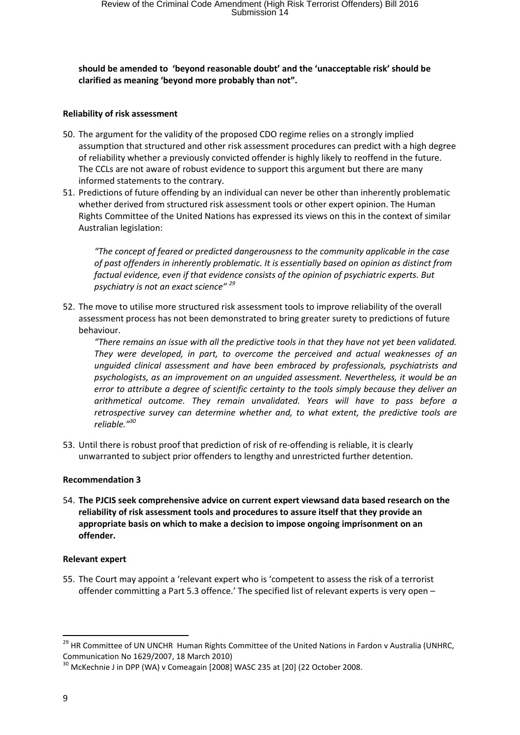**should be amended to 'beyond reasonable doubt' and the 'unacceptable risk' should be clarified as meaning 'beyond more probably than not".**

**Reliability of risk assessment**

50. The argument for the validity of the proposed CDO regime relies on a strongly implied assumption that structured and other risk assessment procedures can predict with a high degree of reliability whether a previously convicted offender is highly likely to reoffend in the future. The CCLs are not aware of robust evidence to support this argument but there are many informed statements to the contrary.
51. Predictions of future offending by an individual can never be other than inherently problematic whether derived from structured risk assessment tools or other expert opinion. The Human Rights Committee of the United Nations has expressed its views on this in the context of similar Australian legislation:

    *"The concept of feared or predicted dangerousness to the community applicable in the case of past offenders in inherently problematic. It is essentially based on opinion as distinct from factual evidence, even if that evidence consists of the opinion of psychiatric experts. But psychiatry is not an exact science"* [29]

52. The move to utilise more structured risk assessment tools to improve reliability of the overall assessment process has not been demonstrated to bring greater surety to predictions of future behaviour.

    *"There remains an issue with all the predictive tools in that they have not yet been validated. They were developed, in part, to overcome the perceived and actual weaknesses of an unguided clinical assessment and have been embraced by professionals, psychiatrists and psychologists, as an improvement on an unguided assessment. Nevertheless, it would be an error to attribute a degree of scientific certainty to the tools simply because they deliver an arithmetical outcome. They remain unvalidated. Years will have to pass before a retrospective survey can determine whether and, to what extent, the predictive tools are reliable."*[30]

53. Until there is robust proof that prediction of risk of re-offending is reliable, it is clearly unwarranted to subject prior offenders to lengthy and unrestricted further detention.

**Recommendation 3**

54. **The PJCIS seek comprehensive advice on current expert viewsand data based research on the reliability of risk assessment tools and procedures to assure itself that they provide an appropriate basis on which to make a decision to impose ongoing imprisonment on an offender.**

**Relevant expert**

55. The Court may appoint a 'relevant expert who is 'competent to assess the risk of a terrorist offender committing a Part 5.3 offence.' The specified list of relevant experts is very open –

---

[29] HR Committee of UN UNCHR Human Rights Committee of the United Nations in Fardon v Australia (UNHRC, Communication No 1629/2007, 18 March 2010)

[30] McKechnie J in DPP (WA) v Comeagain [2008] WASC 235 at [20] (22 October 2008.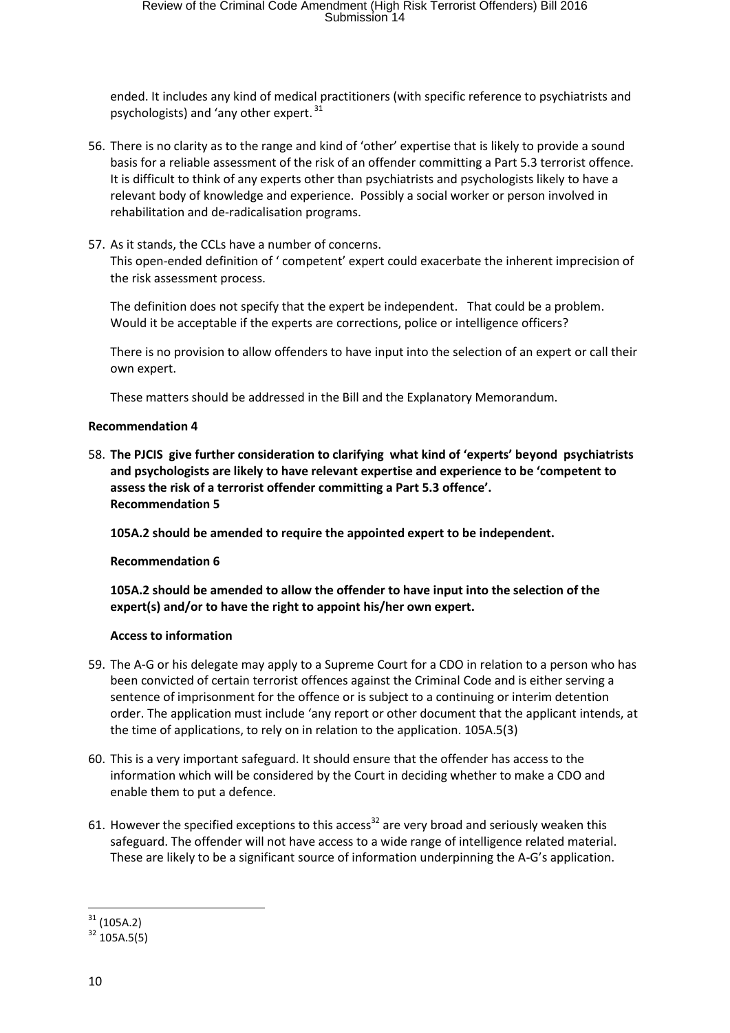ended. It includes any kind of medical practitioners (with specific reference to psychiatrists and psychologists) and 'any other expert.[31]

56. There is no clarity as to the range and kind of 'other' expertise that is likely to provide a sound basis for a reliable assessment of the risk of an offender committing a Part 5.3 terrorist offence. It is difficult to think of any experts other than psychiatrists and psychologists likely to have a relevant body of knowledge and experience. Possibly a social worker or person involved in rehabilitation and de-radicalisation programs.

57. As it stands, the CCLs have a number of concerns.
This open-ended definition of ' competent' expert could exacerbate the inherent imprecision of the risk assessment process.

    The definition does not specify that the expert be independent. That could be a problem. Would it be acceptable if the experts are corrections, police or intelligence officers?

    There is no provision to allow offenders to have input into the selection of an expert or call their own expert.

    These matters should be addressed in the Bill and the Explanatory Memorandum.

**Recommendation 4**

58. **The PJCIS give further consideration to clarifying what kind of 'experts' beyond psychiatrists and psychologists are likely to have relevant expertise and experience to be 'competent to assess the risk of a terrorist offender committing a Part 5.3 offence'.**
**Recommendation 5**

    **105A.2 should be amended to require the appointed expert to be independent.**

    **Recommendation 6**

    **105A.2 should be amended to allow the offender to have input into the selection of the expert(s) and/or to have the right to appoint his/her own expert.**

    **Access to information**

59. The A-G or his delegate may apply to a Supreme Court for a CDO in relation to a person who has been convicted of certain terrorist offences against the Criminal Code and is either serving a sentence of imprisonment for the offence or is subject to a continuing or interim detention order. The application must include 'any report or other document that the applicant intends, at the time of applications, to rely on in relation to the application. 105A.5(3)

60. This is a very important safeguard. It should ensure that the offender has access to the information which will be considered by the Court in deciding whether to make a CDO and enable them to put a defence.

61. However the specified exceptions to this access[32] are very broad and seriously weaken this safeguard. The offender will not have access to a wide range of intelligence related material. These are likely to be a significant source of information underpinning the A-G's application.

---

[31] (105A.2)

[32] 105A.5(5)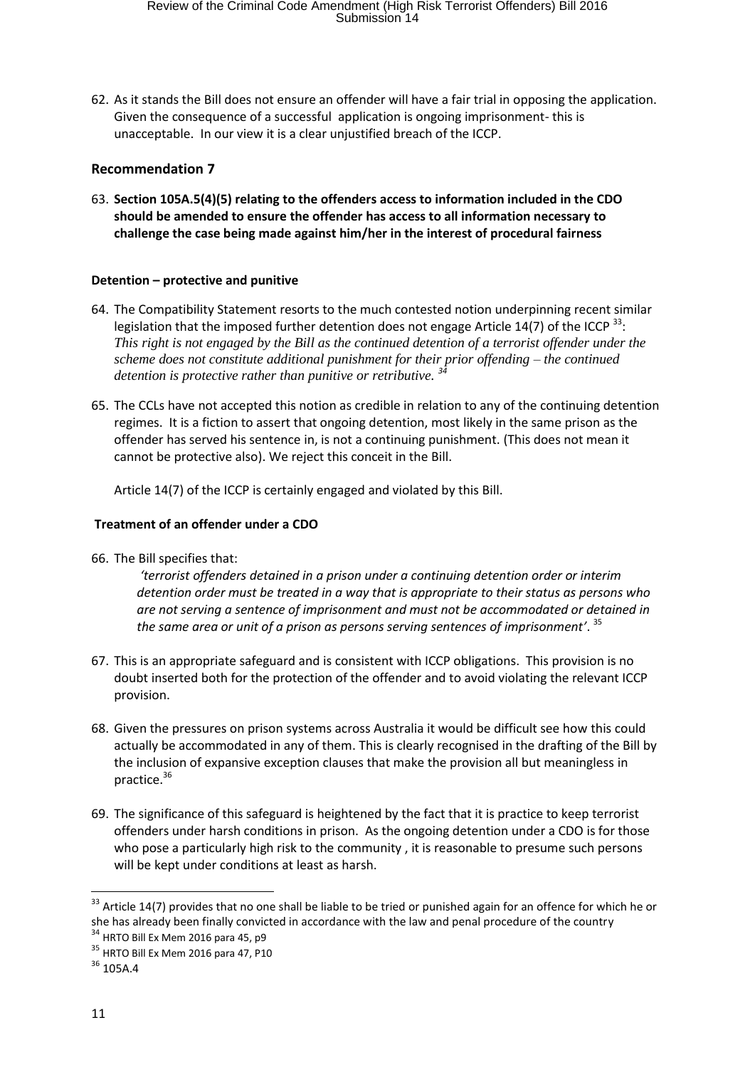62. As it stands the Bill does not ensure an offender will have a fair trial in opposing the application. Given the consequence of a successful application is ongoing imprisonment- this is unacceptable. In our view it is a clear unjustified breach of the ICCP.

### Recommendation 7

63. **Section 105A.5(4)(5) relating to the offenders access to information included in the CDO should be amended to ensure the offender has access to all information necessary to challenge the case being made against him/her in the interest of procedural fairness**

#### Detention – protective and punitive

64. The Compatibility Statement resorts to the much contested notion underpinning recent similar legislation that the imposed further detention does not engage Article 14(7) of the ICCP [33]: *This right is not engaged by the Bill as the continued detention of a terrorist offender under the scheme does not constitute additional punishment for their prior offending – the continued detention is protective rather than punitive or retributive.* [34]

65. The CCLs have not accepted this notion as credible in relation to any of the continuing detention regimes. It is a fiction to assert that ongoing detention, most likely in the same prison as the offender has served his sentence in, is not a continuing punishment. (This does not mean it cannot be protective also). We reject this conceit in the Bill.

    Article 14(7) of the ICCP is certainly engaged and violated by this Bill.

#### Treatment of an offender under a CDO

66. The Bill specifies that:

    *'terrorist offenders detained in a prison under a continuing detention order or interim detention order must be treated in a way that is appropriate to their status as persons who are not serving a sentence of imprisonment and must not be accommodated or detained in the same area or unit of a prison as persons serving sentences of imprisonment'.* [35]

67. This is an appropriate safeguard and is consistent with ICCP obligations. This provision is no doubt inserted both for the protection of the offender and to avoid violating the relevant ICCP provision.

68. Given the pressures on prison systems across Australia it would be difficult see how this could actually be accommodated in any of them. This is clearly recognised in the drafting of the Bill by the inclusion of expansive exception clauses that make the provision all but meaningless in practice.[36]

69. The significance of this safeguard is heightened by the fact that it is practice to keep terrorist offenders under harsh conditions in prison. As the ongoing detention under a CDO is for those who pose a particularly high risk to the community , it is reasonable to presume such persons will be kept under conditions at least as harsh.

---

[33] Article 14(7) provides that no one shall be liable to be tried or punished again for an offence for which he or she has already been finally convicted in accordance with the law and penal procedure of the country

[34] HRTO Bill Ex Mem 2016 para 45, p9

[35] HRTO Bill Ex Mem 2016 para 47, P10

[36] 105A.4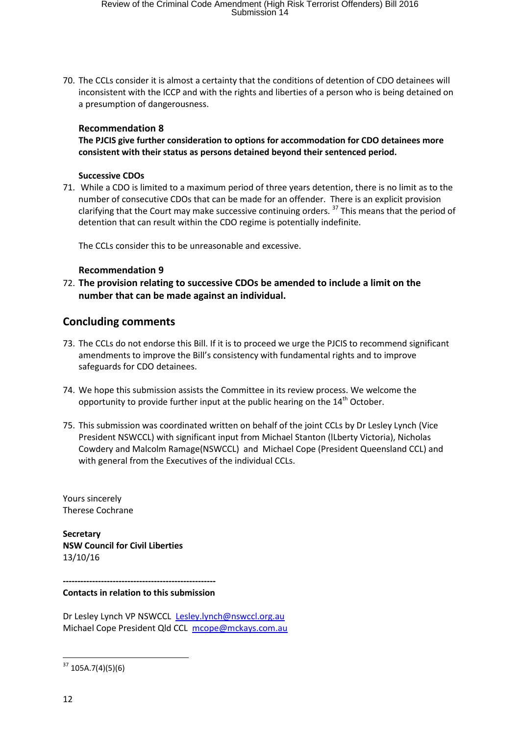70. The CCLs consider it is almost a certainty that the conditions of detention of CDO detainees will inconsistent with the ICCP and with the rights and liberties of a person who is being detained on a presumption of dangerousness.

**Recommendation 8**

**The PJCIS give further consideration to options for accommodation for CDO detainees more consistent with their status as persons detained beyond their sentenced period.**

**Successive CDOs**

71. While a CDO is limited to a maximum period of three years detention, there is no limit as to the number of consecutive CDOs that can be made for an offender. There is an explicit provision clarifying that the Court may make successive continuing orders. [37] This means that the period of detention that can result within the CDO regime is potentially indefinite.

    The CCLs consider this to be unreasonable and excessive.

**Recommendation 9**

72. **The provision relating to successive CDOs be amended to include a limit on the number that can be made against an individual.**

## Concluding comments

73. The CCLs do not endorse this Bill. If it is to proceed we urge the PJCIS to recommend significant amendments to improve the Bill's consistency with fundamental rights and to improve safeguards for CDO detainees.

74. We hope this submission assists the Committee in its review process. We welcome the opportunity to provide further input at the public hearing on the 14th October.

75. This submission was coordinated written on behalf of the joint CCLs by Dr Lesley Lynch (Vice President NSWCCL) with significant input from Michael Stanton (lLberty Victoria), Nicholas Cowdery and Malcolm Ramage(NSWCCL) and Michael Cope (President Queensland CCL) and with general from the Executives of the individual CCLs.

Yours sincerely
Therese Cochrane

**Secretary**
**NSW Council for Civil Liberties**
13/10/16

---

**Contacts in relation to this submission**

Dr Lesley Lynch VP NSWCCL Lesley.lynch@nswccl.org.au
Michael Cope President Qld CCL mcope@mckays.com.au

---

[37] 105A.7(4)(5)(6)